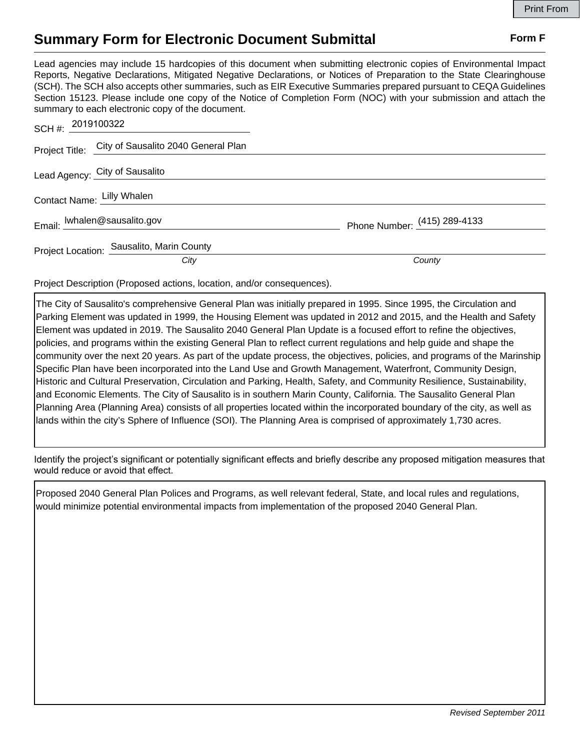Print From

# Summary Form for Electronic Document Submittal

**Form F**

Lead agencies may include 15 hardcopies of this document when submitting electronic copies of Environmental Impact Reports, Negative Declarations, Mitigated Negative Declarations, or Notices of Preparation to the State Clearinghouse (SCH). The SCH also accepts other summaries, such as EIR Executive Summaries prepared pursuant to CEQA Guidelines Section 15123. Please include one copy of the Notice of Completion Form (NOC) with your submission and attach the summary to each electronic copy of the document.

SCH #: 2019100322

Project Title: City of Sausalito 2040 General Plan

Lead Agency: City of Sausalito

Contact Name: Lilly Whalen

Email: lwhalen@sausalito.gov

Phone Number: (415) 289-4133

Project Location: Sausalito, Marin County

*City* *County*

Project Description (Proposed actions, location, and/or consequences).

The City of Sausalito's comprehensive General Plan was initially prepared in 1995. Since 1995, the Circulation and Parking Element was updated in 1999, the Housing Element was updated in 2012 and 2015, and the Health and Safety Element was updated in 2019. The Sausalito 2040 General Plan Update is a focused effort to refine the objectives, policies, and programs within the existing General Plan to reflect current regulations and help guide and shape the community over the next 20 years. As part of the update process, the objectives, policies, and programs of the Marinship Specific Plan have been incorporated into the Land Use and Growth Management, Waterfront, Community Design, Historic and Cultural Preservation, Circulation and Parking, Health, Safety, and Community Resilience, Sustainability, and Economic Elements. The City of Sausalito is in southern Marin County, California. The Sausalito General Plan Planning Area (Planning Area) consists of all properties located within the incorporated boundary of the city, as well as lands within the city's Sphere of Influence (SOI). The Planning Area is comprised of approximately 1,730 acres.

Identify the project's significant or potentially significant effects and briefly describe any proposed mitigation measures that would reduce or avoid that effect.

Proposed 2040 General Plan Polices and Programs, as well relevant federal, State, and local rules and regulations, would minimize potential environmental impacts from implementation of the proposed 2040 General Plan.

*Revised September 2011*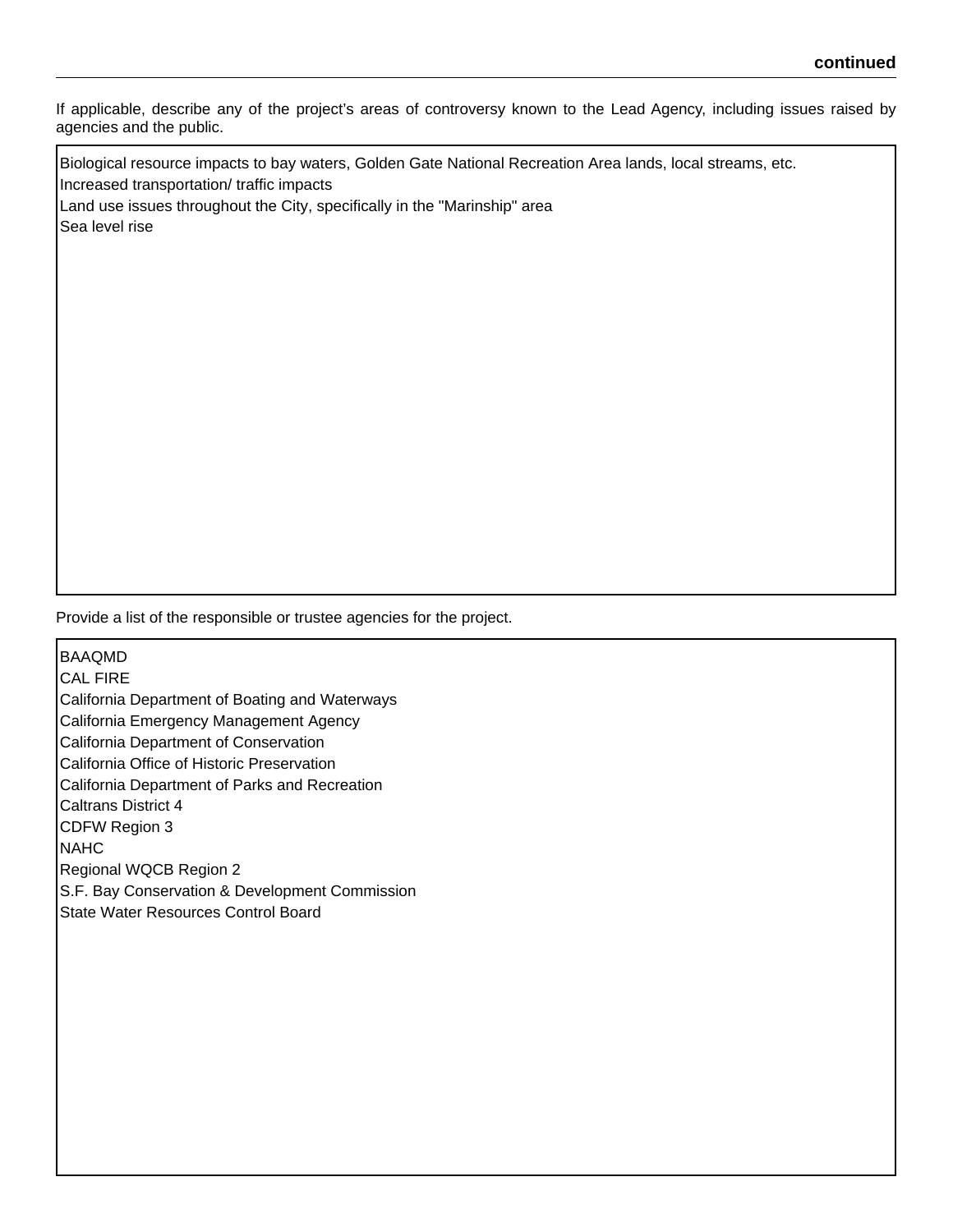**continued**

If applicable, describe any of the project's areas of controversy known to the Lead Agency, including issues raised by agencies and the public.

Biological resource impacts to bay waters, Golden Gate National Recreation Area lands, local streams, etc.
Increased transportation/ traffic impacts
Land use issues throughout the City, specifically in the "Marinship" area
Sea level rise

Provide a list of the responsible or trustee agencies for the project.

BAAQMD
CAL FIRE
California Department of Boating and Waterways
California Emergency Management Agency
California Department of Conservation
California Office of Historic Preservation
California Department of Parks and Recreation
Caltrans District 4
CDFW Region 3
NAHC
Regional WQCB Region 2
S.F. Bay Conservation & Development Commission
State Water Resources Control Board